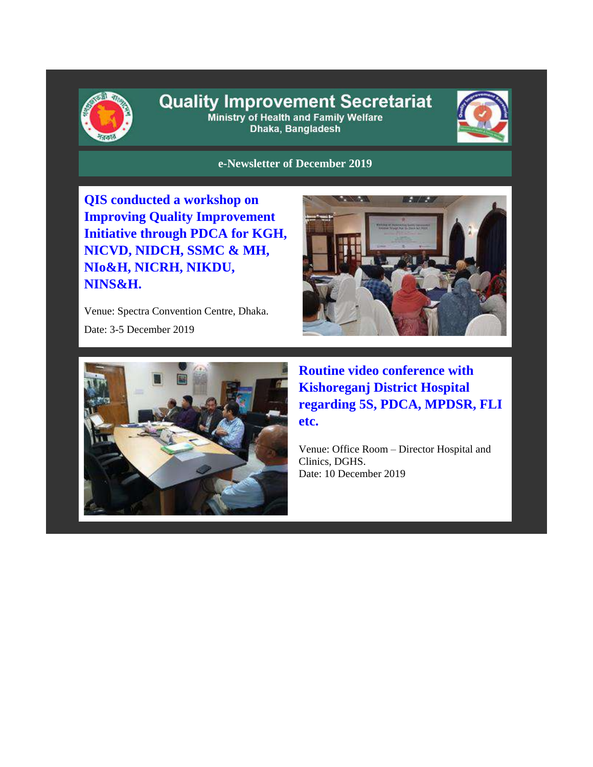# Quality Improvement Secretariat

**Ministry of Health and Family Welfare**
**Dhaka, Bangladesh**

## e-Newsletter of December 2019

### QIS conducted a workshop on Improving Quality Improvement Initiative through PDCA for KGH, NICVD, NIDCH, SSMC & MH, NIo&H, NICRH, NIKDU, NINS&H.

Venue: Spectra Convention Centre, Dhaka.

Date: 3-5 December 2019

### Routine video conference with Kishoreganj District Hospital regarding 5S, PDCA, MPDSR, FLI etc.

Venue: Office Room – Director Hospital and Clinics, DGHS.
Date: 10 December 2019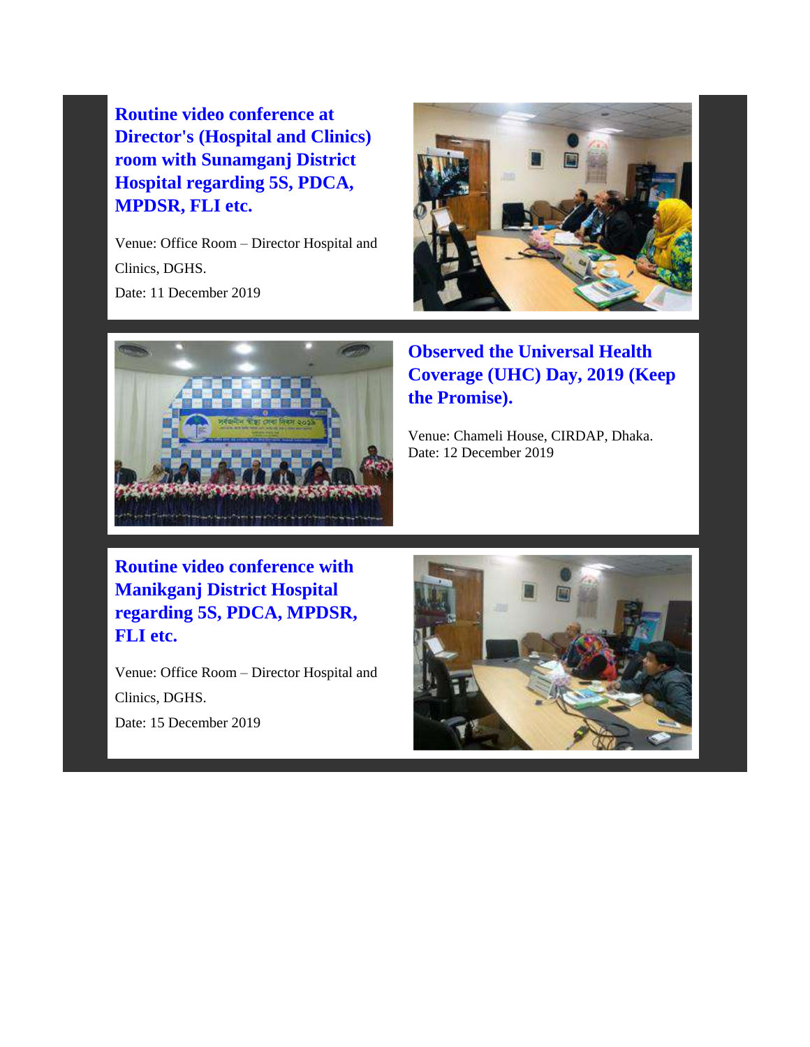## Routine video conference at Director's (Hospital and Clinics) room with Sunamganj District Hospital regarding 5S, PDCA, MPDSR, FLI etc.

Venue: Office Room – Director Hospital and Clinics, DGHS.

Date: 11 December 2019

## Observed the Universal Health Coverage (UHC) Day, 2019 (Keep the Promise).

Venue: Chameli House, CIRDAP, Dhaka.

Date: 12 December 2019

## Routine video conference with Manikganj District Hospital regarding 5S, PDCA, MPDSR, FLI etc.

Venue: Office Room – Director Hospital and Clinics, DGHS.

Date: 15 December 2019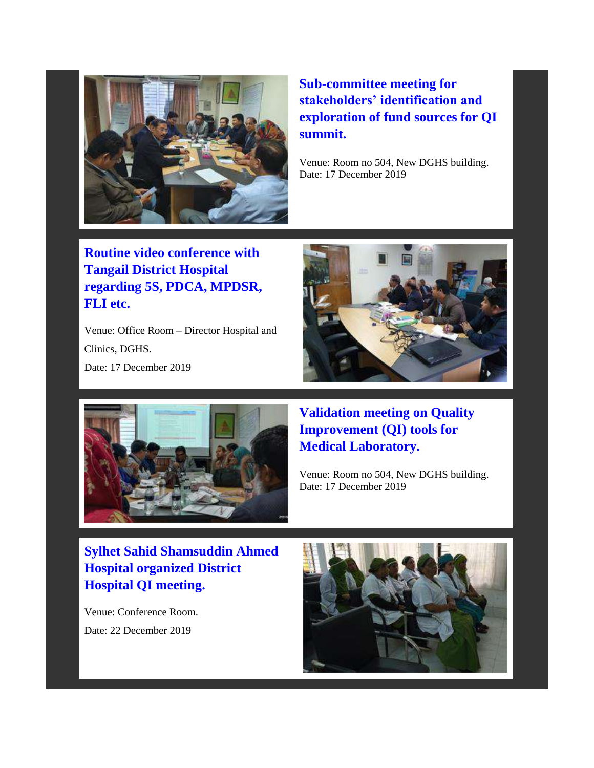### Sub-committee meeting for stakeholders' identification and exploration of fund sources for QI summit.

Venue: Room no 504, New DGHS building.
Date: 17 December 2019

### Routine video conference with Tangail District Hospital regarding 5S, PDCA, MPDSR, FLI etc.

Venue: Office Room – Director Hospital and Clinics, DGHS.

Date: 17 December 2019

### Validation meeting on Quality Improvement (QI) tools for Medical Laboratory.

Venue: Room no 504, New DGHS building.
Date: 17 December 2019

### Sylhet Sahid Shamsuddin Ahmed Hospital organized District Hospital QI meeting.

Venue: Conference Room.

Date: 22 December 2019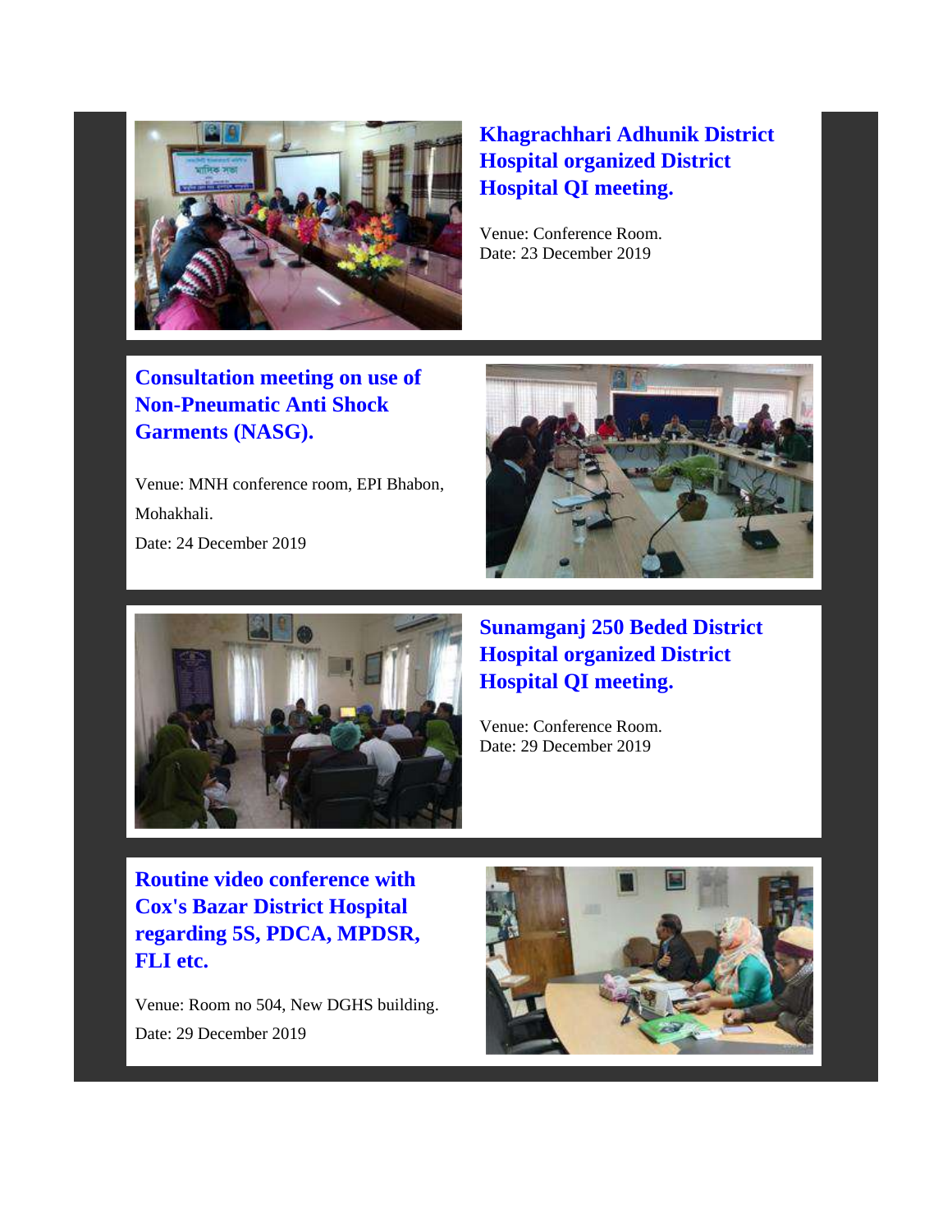## Khagrachhari Adhunik District Hospital organized District Hospital QI meeting.

Venue: Conference Room.
Date: 23 December 2019

## Consultation meeting on use of Non-Pneumatic Anti Shock Garments (NASG).

Venue: MNH conference room, EPI Bhabon, Mohakhali.

Date: 24 December 2019

## Sunamganj 250 Beded District Hospital organized District Hospital QI meeting.

Venue: Conference Room.
Date: 29 December 2019

## Routine video conference with Cox's Bazar District Hospital regarding 5S, PDCA, MPDSR, FLI etc.

Venue: Room no 504, New DGHS building.

Date: 29 December 2019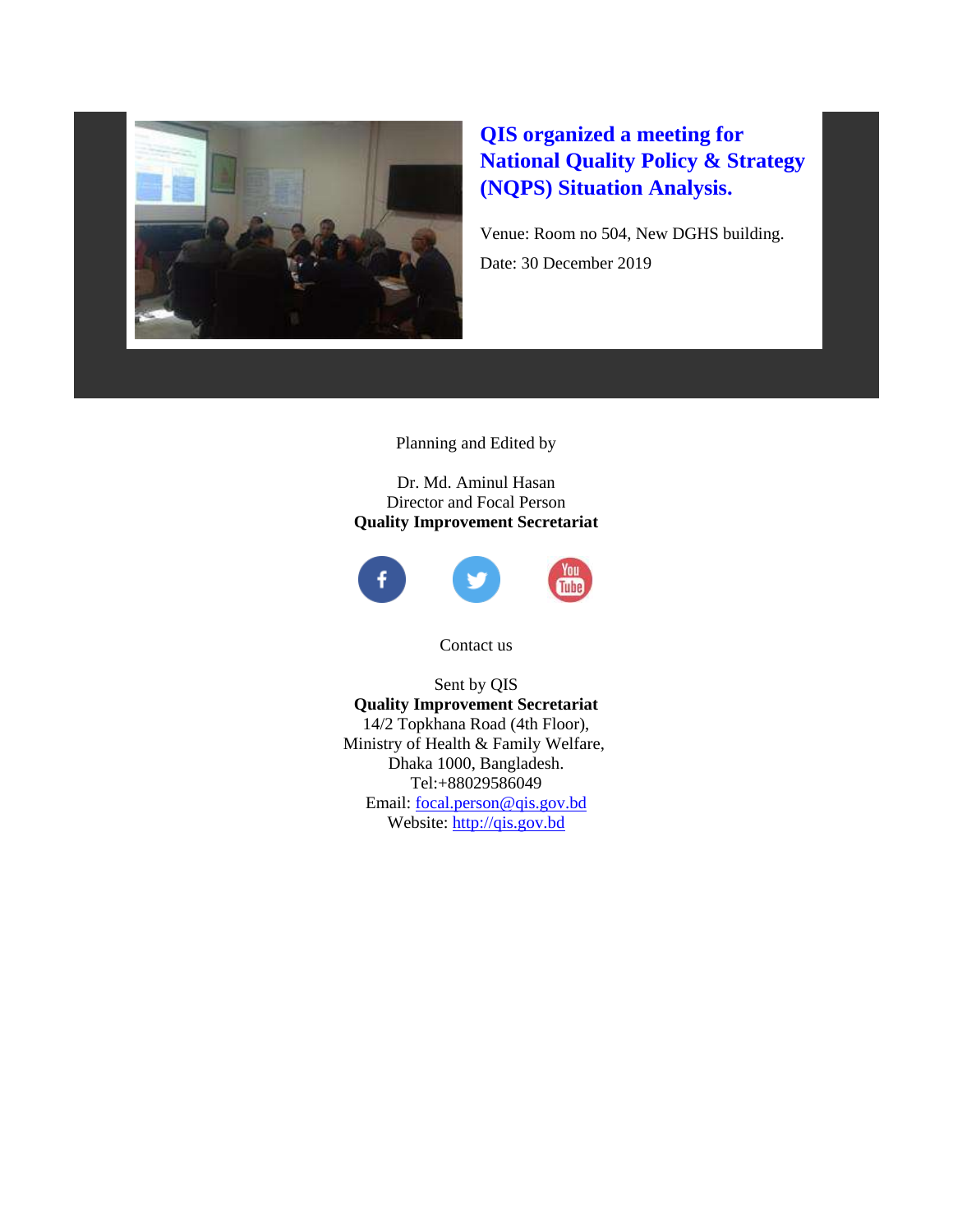## QIS organized a meeting for National Quality Policy & Strategy (NQPS) Situation Analysis.

Venue: Room no 504, New DGHS building.

Date: 30 December 2019

Planning and Edited by

Dr. Md. Aminul Hasan
Director and Focal Person
**Quality Improvement Secretariat**

Contact us

Sent by QIS
**Quality Improvement Secretariat**
14/2 Topkhana Road (4th Floor),
Ministry of Health & Family Welfare,
Dhaka 1000, Bangladesh.
Tel:+88029586049
Email: focal.person@qis.gov.bd
Website: http://qis.gov.bd